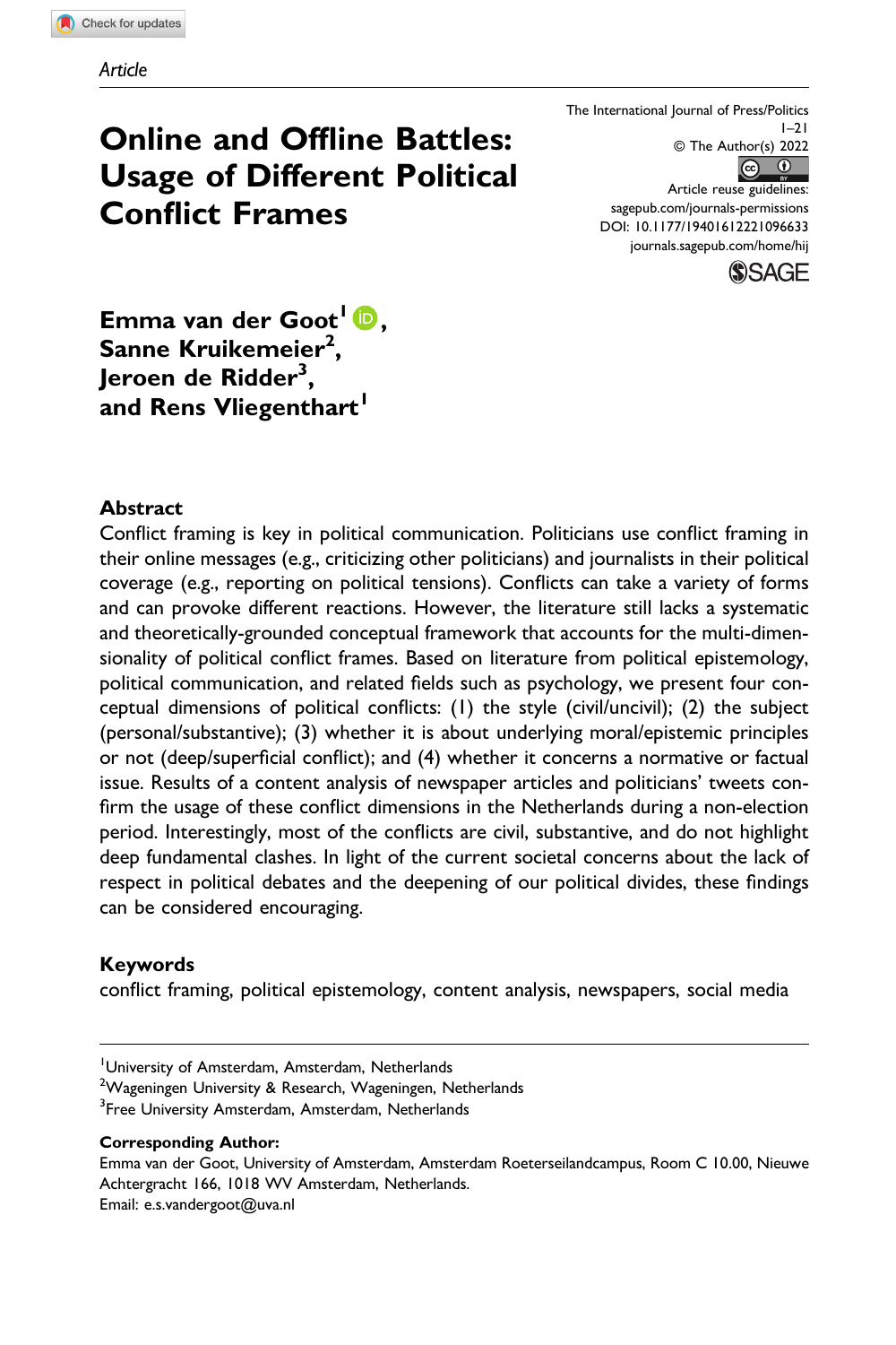Article

# Online and Offline Battles: Usage of Different Political Conflict Frames

The International Journal of Press/Politics
1–21
© The Author(s) 2022
Article reuse guidelines:
sagepub.com/journals-permissions
DOI: 10.1177/19401612221096633
journals.sagepub.com/home/hij

**Emma van der Goot[1], Sanne Kruikemeier[2], Jeroen de Ridder[3], and Rens Vliegenthart[1]**

## Abstract

Conflict framing is key in political communication. Politicians use conflict framing in their online messages (e.g., criticizing other politicians) and journalists in their political coverage (e.g., reporting on political tensions). Conflicts can take a variety of forms and can provoke different reactions. However, the literature still lacks a systematic and theoretically-grounded conceptual framework that accounts for the multi-dimensionality of political conflict frames. Based on literature from political epistemology, political communication, and related fields such as psychology, we present four conceptual dimensions of political conflicts: (1) the style (civil/uncivil); (2) the subject (personal/substantive); (3) whether it is about underlying moral/epistemic principles or not (deep/superficial conflict); and (4) whether it concerns a normative or factual issue. Results of a content analysis of newspaper articles and politicians' tweets confirm the usage of these conflict dimensions in the Netherlands during a non-election period. Interestingly, most of the conflicts are civil, substantive, and do not highlight deep fundamental clashes. In light of the current societal concerns about the lack of respect in political debates and the deepening of our political divides, these findings can be considered encouraging.

## Keywords

conflict framing, political epistemology, content analysis, newspapers, social media

---

[1]University of Amsterdam, Amsterdam, Netherlands
[2]Wageningen University & Research, Wageningen, Netherlands
[3]Free University Amsterdam, Amsterdam, Netherlands

**Corresponding Author:**
Emma van der Goot, University of Amsterdam, Amsterdam Roeterseilandcampus, Room C 10.00, Nieuwe Achtergracht 166, 1018 WV Amsterdam, Netherlands.
Email: e.s.vandergoot@uva.nl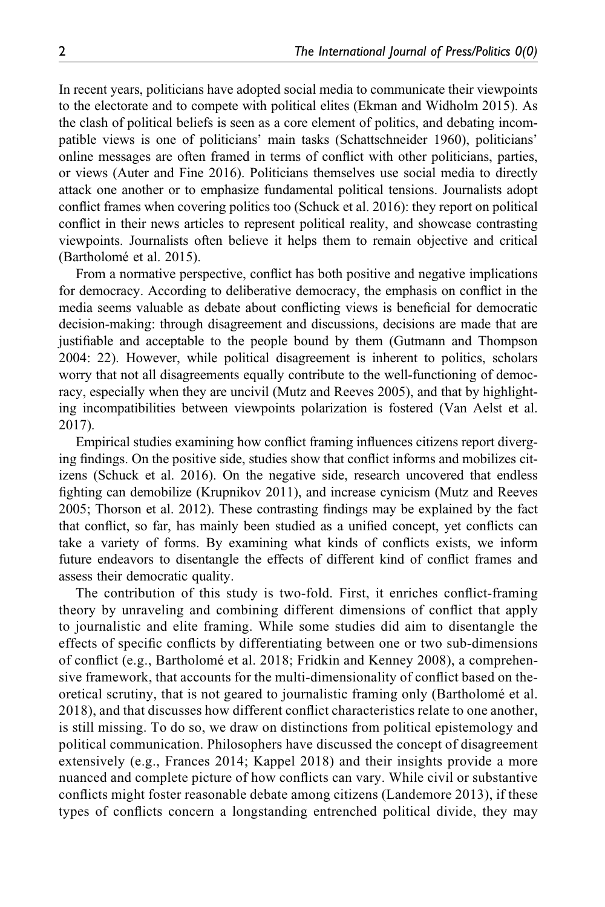In recent years, politicians have adopted social media to communicate their viewpoints to the electorate and to compete with political elites (Ekman and Widholm 2015). As the clash of political beliefs is seen as a core element of politics, and debating incompatible views is one of politicians' main tasks (Schattschneider 1960), politicians' online messages are often framed in terms of conflict with other politicians, parties, or views (Auter and Fine 2016). Politicians themselves use social media to directly attack one another or to emphasize fundamental political tensions. Journalists adopt conflict frames when covering politics too (Schuck et al. 2016): they report on political conflict in their news articles to represent political reality, and showcase contrasting viewpoints. Journalists often believe it helps them to remain objective and critical (Bartholomé et al. 2015).

From a normative perspective, conflict has both positive and negative implications for democracy. According to deliberative democracy, the emphasis on conflict in the media seems valuable as debate about conflicting views is beneficial for democratic decision-making: through disagreement and discussions, decisions are made that are justifiable and acceptable to the people bound by them (Gutmann and Thompson 2004: 22). However, while political disagreement is inherent to politics, scholars worry that not all disagreements equally contribute to the well-functioning of democracy, especially when they are uncivil (Mutz and Reeves 2005), and that by highlighting incompatibilities between viewpoints polarization is fostered (Van Aelst et al. 2017).

Empirical studies examining how conflict framing influences citizens report diverging findings. On the positive side, studies show that conflict informs and mobilizes citizens (Schuck et al. 2016). On the negative side, research uncovered that endless fighting can demobilize (Krupnikov 2011), and increase cynicism (Mutz and Reeves 2005; Thorson et al. 2012). These contrasting findings may be explained by the fact that conflict, so far, has mainly been studied as a unified concept, yet conflicts can take a variety of forms. By examining what kinds of conflicts exists, we inform future endeavors to disentangle the effects of different kind of conflict frames and assess their democratic quality.

The contribution of this study is two-fold. First, it enriches conflict-framing theory by unraveling and combining different dimensions of conflict that apply to journalistic and elite framing. While some studies did aim to disentangle the effects of specific conflicts by differentiating between one or two sub-dimensions of conflict (e.g., Bartholomé et al. 2018; Fridkin and Kenney 2008), a comprehensive framework, that accounts for the multi-dimensionality of conflict based on theoretical scrutiny, that is not geared to journalistic framing only (Bartholomé et al. 2018), and that discusses how different conflict characteristics relate to one another, is still missing. To do so, we draw on distinctions from political epistemology and political communication. Philosophers have discussed the concept of disagreement extensively (e.g., Frances 2014; Kappel 2018) and their insights provide a more nuanced and complete picture of how conflicts can vary. While civil or substantive conflicts might foster reasonable debate among citizens (Landemore 2013), if these types of conflicts concern a longstanding entrenched political divide, they may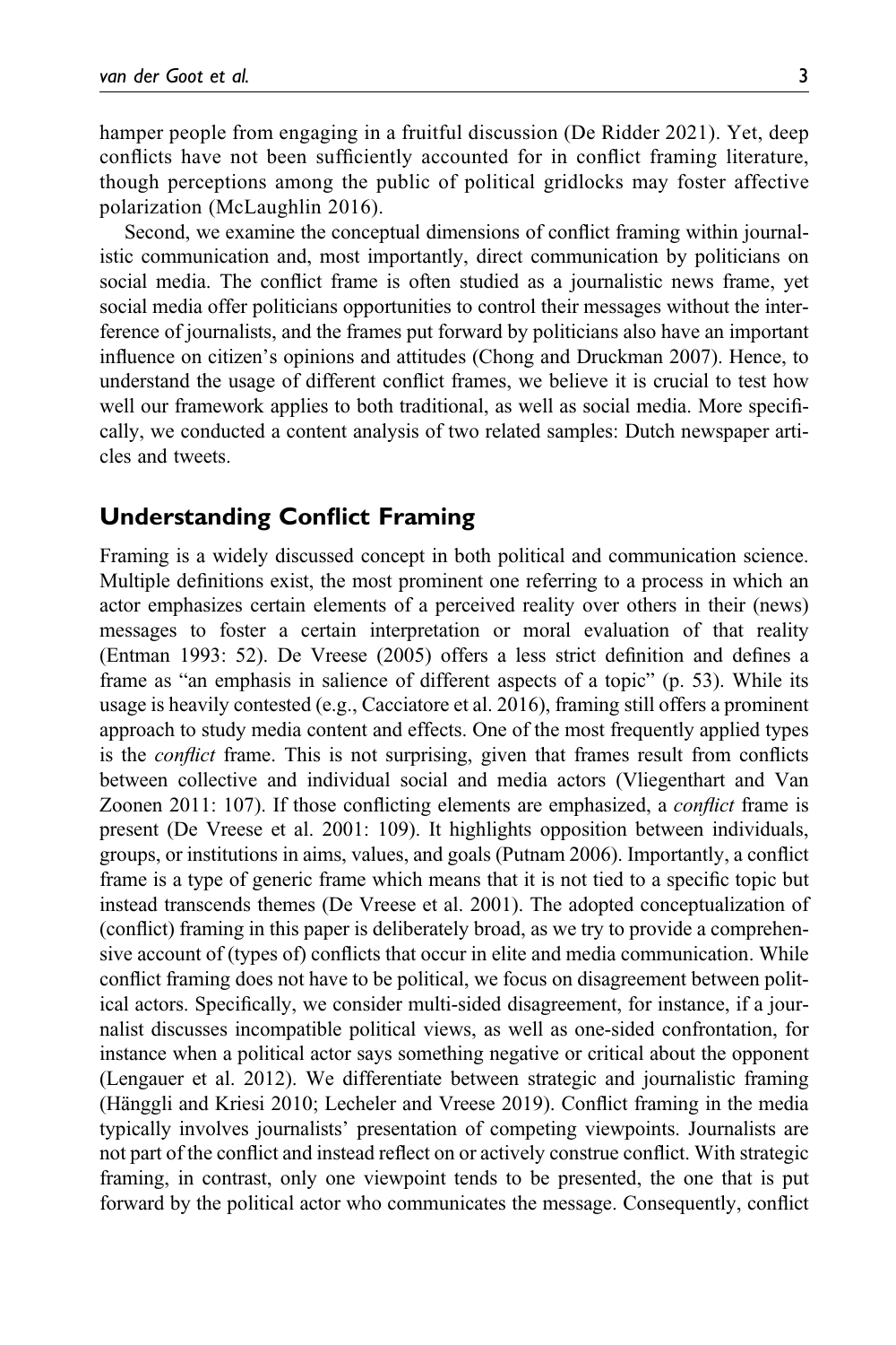hamper people from engaging in a fruitful discussion (De Ridder 2021). Yet, deep conflicts have not been sufficiently accounted for in conflict framing literature, though perceptions among the public of political gridlocks may foster affective polarization (McLaughlin 2016).

Second, we examine the conceptual dimensions of conflict framing within journalistic communication and, most importantly, direct communication by politicians on social media. The conflict frame is often studied as a journalistic news frame, yet social media offer politicians opportunities to control their messages without the interference of journalists, and the frames put forward by politicians also have an important influence on citizen's opinions and attitudes (Chong and Druckman 2007). Hence, to understand the usage of different conflict frames, we believe it is crucial to test how well our framework applies to both traditional, as well as social media. More specifically, we conducted a content analysis of two related samples: Dutch newspaper articles and tweets.

## Understanding Conflict Framing

Framing is a widely discussed concept in both political and communication science. Multiple definitions exist, the most prominent one referring to a process in which an actor emphasizes certain elements of a perceived reality over others in their (news) messages to foster a certain interpretation or moral evaluation of that reality (Entman 1993: 52). De Vreese (2005) offers a less strict definition and defines a frame as "an emphasis in salience of different aspects of a topic" (p. 53). While its usage is heavily contested (e.g., Cacciatore et al. 2016), framing still offers a prominent approach to study media content and effects. One of the most frequently applied types is the *conflict* frame. This is not surprising, given that frames result from conflicts between collective and individual social and media actors (Vliegenthart and Van Zoonen 2011: 107). If those conflicting elements are emphasized, a *conflict* frame is present (De Vreese et al. 2001: 109). It highlights opposition between individuals, groups, or institutions in aims, values, and goals (Putnam 2006). Importantly, a conflict frame is a type of generic frame which means that it is not tied to a specific topic but instead transcends themes (De Vreese et al. 2001). The adopted conceptualization of (conflict) framing in this paper is deliberately broad, as we try to provide a comprehensive account of (types of) conflicts that occur in elite and media communication. While conflict framing does not have to be political, we focus on disagreement between political actors. Specifically, we consider multi-sided disagreement, for instance, if a journalist discusses incompatible political views, as well as one-sided confrontation, for instance when a political actor says something negative or critical about the opponent (Lengauer et al. 2012). We differentiate between strategic and journalistic framing (Hänggli and Kriesi 2010; Lecheler and Vreese 2019). Conflict framing in the media typically involves journalists' presentation of competing viewpoints. Journalists are not part of the conflict and instead reflect on or actively construe conflict. With strategic framing, in contrast, only one viewpoint tends to be presented, the one that is put forward by the political actor who communicates the message. Consequently, conflict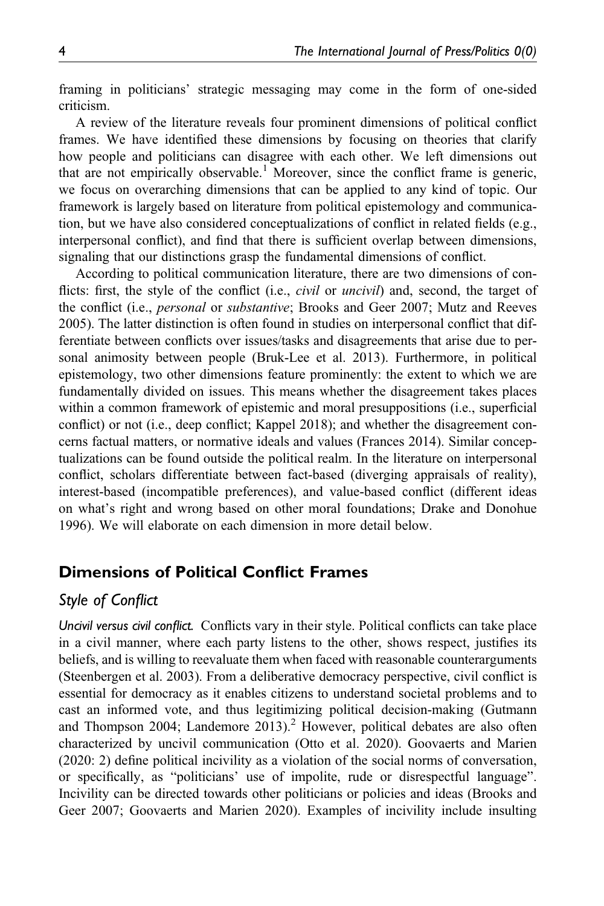framing in politicians' strategic messaging may come in the form of one-sided criticism.

A review of the literature reveals four prominent dimensions of political conflict frames. We have identified these dimensions by focusing on theories that clarify how people and politicians can disagree with each other. We left dimensions out that are not empirically observable.[1] Moreover, since the conflict frame is generic, we focus on overarching dimensions that can be applied to any kind of topic. Our framework is largely based on literature from political epistemology and communication, but we have also considered conceptualizations of conflict in related fields (e.g., interpersonal conflict), and find that there is sufficient overlap between dimensions, signaling that our distinctions grasp the fundamental dimensions of conflict.

According to political communication literature, there are two dimensions of conflicts: first, the style of the conflict (i.e., *civil* or *uncivil*) and, second, the target of the conflict (i.e., *personal* or *substantive*; Brooks and Geer 2007; Mutz and Reeves 2005). The latter distinction is often found in studies on interpersonal conflict that differentiate between conflicts over issues/tasks and disagreements that arise due to personal animosity between people (Bruk-Lee et al. 2013). Furthermore, in political epistemology, two other dimensions feature prominently: the extent to which we are fundamentally divided on issues. This means whether the disagreement takes places within a common framework of epistemic and moral presuppositions (i.e., superficial conflict) or not (i.e., deep conflict; Kappel 2018); and whether the disagreement concerns factual matters, or normative ideals and values (Frances 2014). Similar conceptualizations can be found outside the political realm. In the literature on interpersonal conflict, scholars differentiate between fact-based (diverging appraisals of reality), interest-based (incompatible preferences), and value-based conflict (different ideas on what's right and wrong based on other moral foundations; Drake and Donohue 1996). We will elaborate on each dimension in more detail below.

## Dimensions of Political Conflict Frames

### Style of Conflict

*Uncivil versus civil conflict.* Conflicts vary in their style. Political conflicts can take place in a civil manner, where each party listens to the other, shows respect, justifies its beliefs, and is willing to reevaluate them when faced with reasonable counterarguments (Steenbergen et al. 2003). From a deliberative democracy perspective, civil conflict is essential for democracy as it enables citizens to understand societal problems and to cast an informed vote, and thus legitimizing political decision-making (Gutmann and Thompson 2004; Landemore 2013).[2] However, political debates are also often characterized by uncivil communication (Otto et al. 2020). Goovaerts and Marien (2020: 2) define political incivility as a violation of the social norms of conversation, or specifically, as "politicians' use of impolite, rude or disrespectful language". Incivility can be directed towards other politicians or policies and ideas (Brooks and Geer 2007; Goovaerts and Marien 2020). Examples of incivility include insulting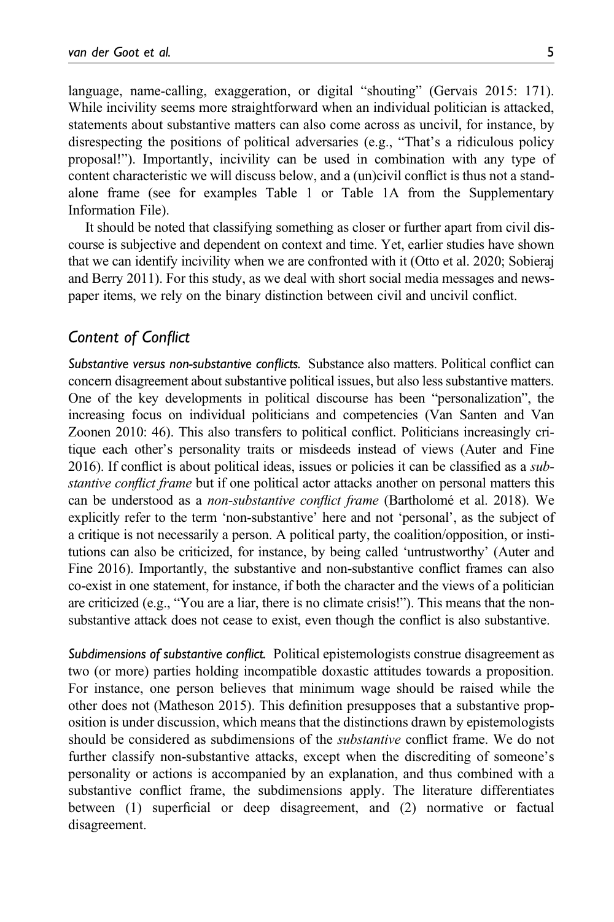language, name-calling, exaggeration, or digital "shouting" (Gervais 2015: 171). While incivility seems more straightforward when an individual politician is attacked, statements about substantive matters can also come across as uncivil, for instance, by disrespecting the positions of political adversaries (e.g., "That's a ridiculous policy proposal!"). Importantly, incivility can be used in combination with any type of content characteristic we will discuss below, and a (un)civil conflict is thus not a standalone frame (see for examples Table 1 or Table 1A from the Supplementary Information File).

It should be noted that classifying something as closer or further apart from civil discourse is subjective and dependent on context and time. Yet, earlier studies have shown that we can identify incivility when we are confronted with it (Otto et al. 2020; Sobieraj and Berry 2011). For this study, as we deal with short social media messages and newspaper items, we rely on the binary distinction between civil and uncivil conflict.

## *Content of Conflict*

*Substantive versus non-substantive conflicts.* Substance also matters. Political conflict can concern disagreement about substantive political issues, but also less substantive matters. One of the key developments in political discourse has been "personalization", the increasing focus on individual politicians and competencies (Van Santen and Van Zoonen 2010: 46). This also transfers to political conflict. Politicians increasingly critique each other's personality traits or misdeeds instead of views (Auter and Fine 2016). If conflict is about political ideas, issues or policies it can be classified as a *substantive conflict frame* but if one political actor attacks another on personal matters this can be understood as a *non-substantive conflict frame* (Bartholomé et al. 2018). We explicitly refer to the term 'non-substantive' here and not 'personal', as the subject of a critique is not necessarily a person. A political party, the coalition/opposition, or institutions can also be criticized, for instance, by being called 'untrustworthy' (Auter and Fine 2016). Importantly, the substantive and non-substantive conflict frames can also co-exist in one statement, for instance, if both the character and the views of a politician are criticized (e.g., "You are a liar, there is no climate crisis!"). This means that the non-substantive attack does not cease to exist, even though the conflict is also substantive.

*Subdimensions of substantive conflict.* Political epistemologists construe disagreement as two (or more) parties holding incompatible doxastic attitudes towards a proposition. For instance, one person believes that minimum wage should be raised while the other does not (Matheson 2015). This definition presupposes that a substantive proposition is under discussion, which means that the distinctions drawn by epistemologists should be considered as subdimensions of the *substantive* conflict frame. We do not further classify non-substantive attacks, except when the discrediting of someone's personality or actions is accompanied by an explanation, and thus combined with a substantive conflict frame, the subdimensions apply. The literature differentiates between (1) superficial or deep disagreement, and (2) normative or factual disagreement.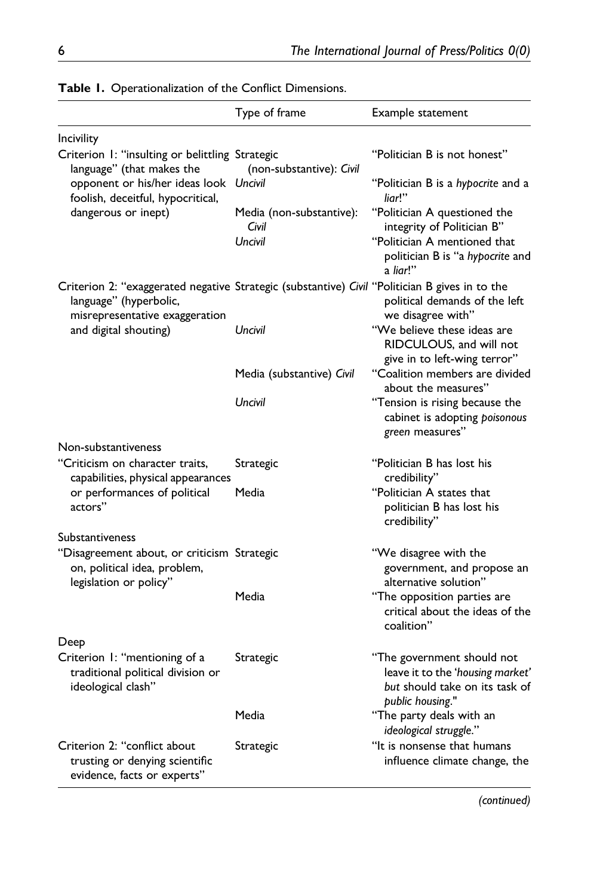**Table 1.** Operationalization of the Conflict Dimensions.

| | Type of frame | Example statement |
|---|---|---|
| Incivility | | |
| Criterion 1: "insulting or belittling language" (that makes the opponent or his/her ideas look foolish, deceitful, hypocritical, dangerous or inept) | Strategic (non-substantive): *Civil* | "Politician B is not honest" |
| | *Uncivil* | "Politician B is a *hypocrite* and a *liar*!" |
| | Media (non-substantive): *Civil* | "Politician A questioned the integrity of Politician B" |
| | *Uncivil* | "Politician A mentioned that politician B is "a *hypocrite* and a *liar*!" |
| Criterion 2: "exaggerated negative language" (hyperbolic, misrepresentative exaggeration and digital shouting) | Strategic (substantive) *Civil* | "Politician B gives in to the political demands of the left we disagree with" |
| | *Uncivil* | "We believe these ideas are RIDCULOUS, and will not give in to left-wing terror" |
| | Media (substantive) *Civil* | "Coalition members are divided about the measures" |
| | *Uncivil* | "Tension is rising because the cabinet is adopting *poisonous green* measures" |
| Non-substantiveness | | |
| "Criticism on character traits, capabilities, physical appearances or performances of political actors" | Strategic | "Politician B has lost his credibility" |
| | Media | "Politician A states that politician B has lost his credibility" |
| Substantiveness | | |
| "Disagreement about, or criticism on, political idea, problem, legislation or policy" | Strategic | "We disagree with the government, and propose an alternative solution" |
| | Media | "The opposition parties are critical about the ideas of the coalition" |
| Deep | | |
| Criterion 1: "mentioning of a traditional political division or ideological clash" | Strategic | "The government should not leave it to the '*housing market*' *but* should take on its task of *public housing*." |
| | Media | "The party deals with an *ideological struggle*." |
| Criterion 2: "conflict about trusting or denying scientific evidence, facts or experts" | Strategic | "It is nonsense that humans influence climate change, the |

*(continued)*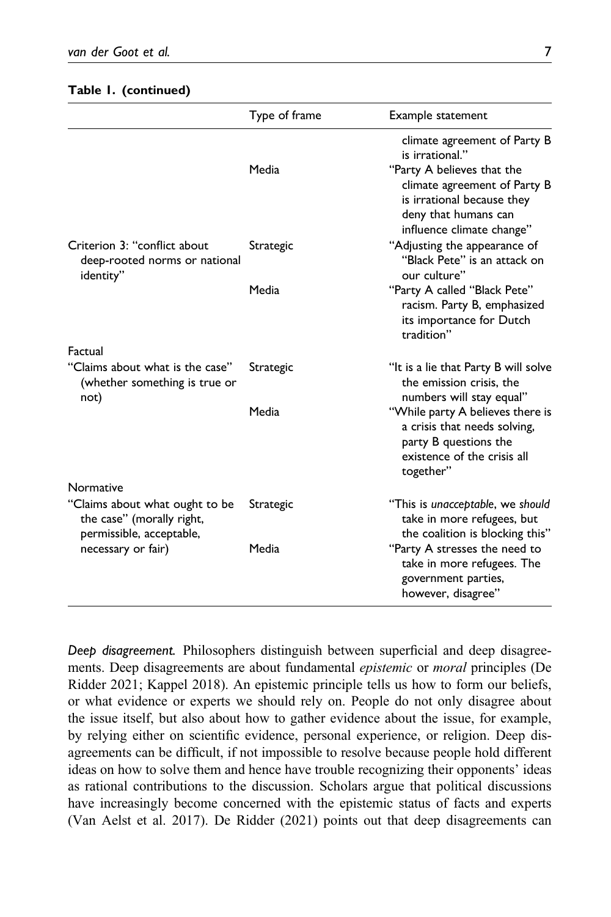**Table 1. (continued)**

| | Type of frame | Example statement |
|---|---|---|
| | | climate agreement of Party B is irrational." |
| | Media | "Party A believes that the climate agreement of Party B is irrational because they deny that humans can influence climate change" |
| Criterion 3: "conflict about deep-rooted norms or national identity" | Strategic | "Adjusting the appearance of "Black Pete" is an attack on our culture" |
| | Media | "Party A called "Black Pete" racism. Party B, emphasized its importance for Dutch tradition" |
| Factual | | |
| "Claims about what is the case" (whether something is true or not) | Strategic | "It is a lie that Party B will solve the emission crisis, the numbers will stay equal" |
| | Media | "While party A believes there is a crisis that needs solving, party B questions the existence of the crisis all together" |
| Normative | | |
| "Claims about what ought to be the case" (morally right, permissible, acceptable, necessary or fair) | Strategic | "This is *unacceptable*, we *should* take in more refugees, but the coalition is blocking this" |
| | Media | "Party A stresses the need to take in more refugees. The government parties, however, disagree" |

*Deep disagreement.* Philosophers distinguish between superficial and deep disagreements. Deep disagreements are about fundamental *epistemic* or *moral* principles (De Ridder 2021; Kappel 2018). An epistemic principle tells us how to form our beliefs, or what evidence or experts we should rely on. People do not only disagree about the issue itself, but also about how to gather evidence about the issue, for example, by relying either on scientific evidence, personal experience, or religion. Deep disagreements can be difficult, if not impossible to resolve because people hold different ideas on how to solve them and hence have trouble recognizing their opponents' ideas as rational contributions to the discussion. Scholars argue that political discussions have increasingly become concerned with the epistemic status of facts and experts (Van Aelst et al. 2017). De Ridder (2021) points out that deep disagreements can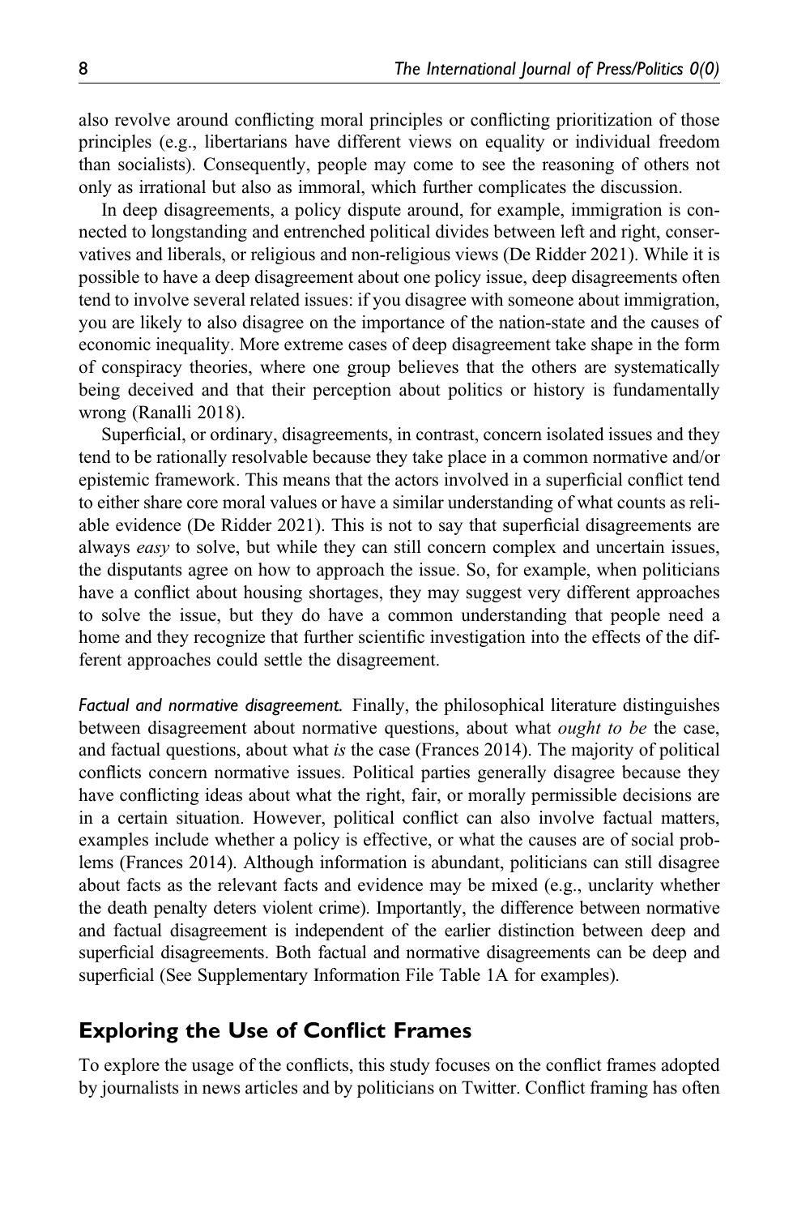also revolve around conflicting moral principles or conflicting prioritization of those principles (e.g., libertarians have different views on equality or individual freedom than socialists). Consequently, people may come to see the reasoning of others not only as irrational but also as immoral, which further complicates the discussion.

In deep disagreements, a policy dispute around, for example, immigration is connected to longstanding and entrenched political divides between left and right, conservatives and liberals, or religious and non-religious views (De Ridder 2021). While it is possible to have a deep disagreement about one policy issue, deep disagreements often tend to involve several related issues: if you disagree with someone about immigration, you are likely to also disagree on the importance of the nation-state and the causes of economic inequality. More extreme cases of deep disagreement take shape in the form of conspiracy theories, where one group believes that the others are systematically being deceived and that their perception about politics or history is fundamentally wrong (Ranalli 2018).

Superficial, or ordinary, disagreements, in contrast, concern isolated issues and they tend to be rationally resolvable because they take place in a common normative and/or epistemic framework. This means that the actors involved in a superficial conflict tend to either share core moral values or have a similar understanding of what counts as reliable evidence (De Ridder 2021). This is not to say that superficial disagreements are always *easy* to solve, but while they can still concern complex and uncertain issues, the disputants agree on how to approach the issue. So, for example, when politicians have a conflict about housing shortages, they may suggest very different approaches to solve the issue, but they do have a common understanding that people need a home and they recognize that further scientific investigation into the effects of the different approaches could settle the disagreement.

*Factual and normative disagreement.* Finally, the philosophical literature distinguishes between disagreement about normative questions, about what *ought to be* the case, and factual questions, about what *is* the case (Frances 2014). The majority of political conflicts concern normative issues. Political parties generally disagree because they have conflicting ideas about what the right, fair, or morally permissible decisions are in a certain situation. However, political conflict can also involve factual matters, examples include whether a policy is effective, or what the causes are of social problems (Frances 2014). Although information is abundant, politicians can still disagree about facts as the relevant facts and evidence may be mixed (e.g., unclarity whether the death penalty deters violent crime). Importantly, the difference between normative and factual disagreement is independent of the earlier distinction between deep and superficial disagreements. Both factual and normative disagreements can be deep and superficial (See Supplementary Information File Table 1A for examples).

## Exploring the Use of Conflict Frames

To explore the usage of the conflicts, this study focuses on the conflict frames adopted by journalists in news articles and by politicians on Twitter. Conflict framing has often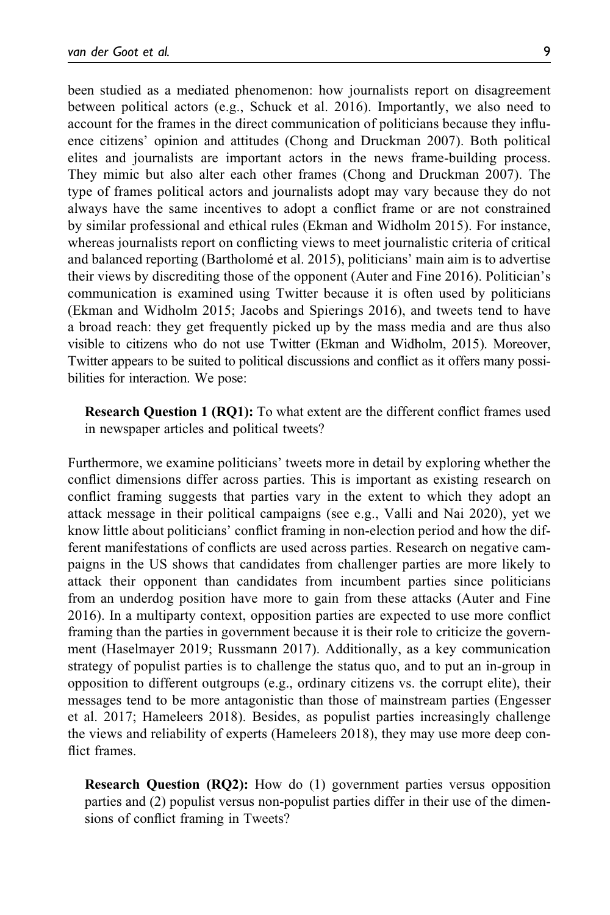been studied as a mediated phenomenon: how journalists report on disagreement between political actors (e.g., Schuck et al. 2016). Importantly, we also need to account for the frames in the direct communication of politicians because they influence citizens' opinion and attitudes (Chong and Druckman 2007). Both political elites and journalists are important actors in the news frame-building process. They mimic but also alter each other frames (Chong and Druckman 2007). The type of frames political actors and journalists adopt may vary because they do not always have the same incentives to adopt a conflict frame or are not constrained by similar professional and ethical rules (Ekman and Widholm 2015). For instance, whereas journalists report on conflicting views to meet journalistic criteria of critical and balanced reporting (Bartholomé et al. 2015), politicians' main aim is to advertise their views by discrediting those of the opponent (Auter and Fine 2016). Politician's communication is examined using Twitter because it is often used by politicians (Ekman and Widholm 2015; Jacobs and Spierings 2016), and tweets tend to have a broad reach: they get frequently picked up by the mass media and are thus also visible to citizens who do not use Twitter (Ekman and Widholm, 2015). Moreover, Twitter appears to be suited to political discussions and conflict as it offers many possibilities for interaction. We pose:

> **Research Question 1 (RQ1):** To what extent are the different conflict frames used in newspaper articles and political tweets?

Furthermore, we examine politicians' tweets more in detail by exploring whether the conflict dimensions differ across parties. This is important as existing research on conflict framing suggests that parties vary in the extent to which they adopt an attack message in their political campaigns (see e.g., Valli and Nai 2020), yet we know little about politicians' conflict framing in non-election period and how the different manifestations of conflicts are used across parties. Research on negative campaigns in the US shows that candidates from challenger parties are more likely to attack their opponent than candidates from incumbent parties since politicians from an underdog position have more to gain from these attacks (Auter and Fine 2016). In a multiparty context, opposition parties are expected to use more conflict framing than the parties in government because it is their role to criticize the government (Haselmayer 2019; Russmann 2017). Additionally, as a key communication strategy of populist parties is to challenge the status quo, and to put an in-group in opposition to different outgroups (e.g., ordinary citizens vs. the corrupt elite), their messages tend to be more antagonistic than those of mainstream parties (Engesser et al. 2017; Hameleers 2018). Besides, as populist parties increasingly challenge the views and reliability of experts (Hameleers 2018), they may use more deep conflict frames.

> **Research Question (RQ2):** How do (1) government parties versus opposition parties and (2) populist versus non-populist parties differ in their use of the dimensions of conflict framing in Tweets?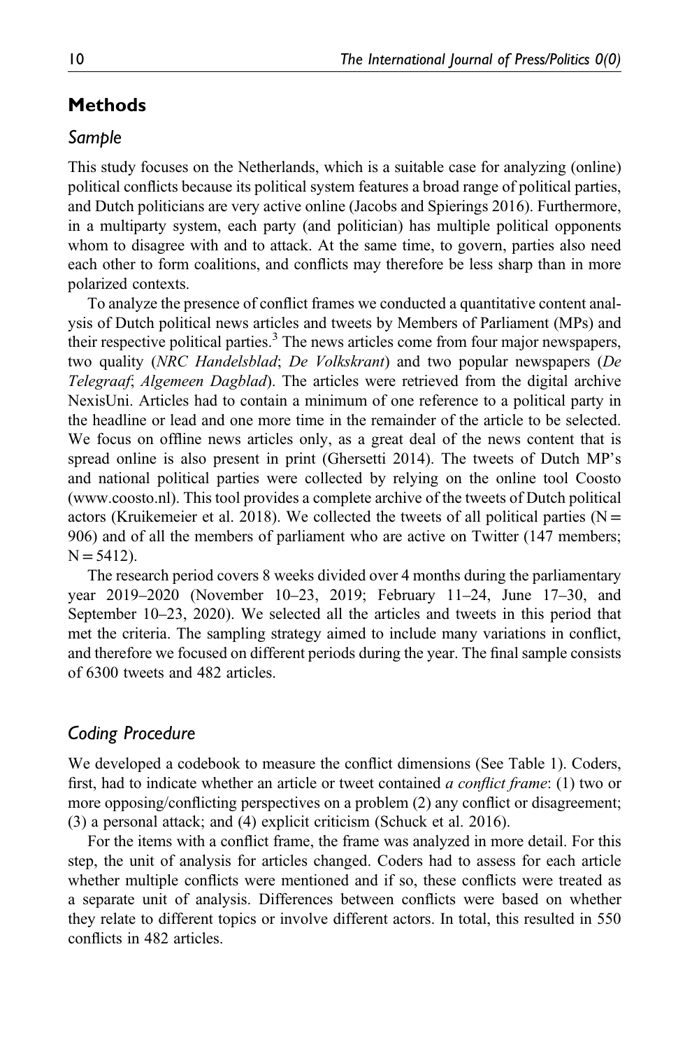## Methods

### *Sample*

This study focuses on the Netherlands, which is a suitable case for analyzing (online) political conflicts because its political system features a broad range of political parties, and Dutch politicians are very active online (Jacobs and Spierings 2016). Furthermore, in a multiparty system, each party (and politician) has multiple political opponents whom to disagree with and to attack. At the same time, to govern, parties also need each other to form coalitions, and conflicts may therefore be less sharp than in more polarized contexts.

To analyze the presence of conflict frames we conducted a quantitative content analysis of Dutch political news articles and tweets by Members of Parliament (MPs) and their respective political parties.[3] The news articles come from four major newspapers, two quality (*NRC Handelsblad*; *De Volkskrant*) and two popular newspapers (*De Telegraaf*; *Algemeen Dagblad*). The articles were retrieved from the digital archive NexisUni. Articles had to contain a minimum of one reference to a political party in the headline or lead and one more time in the remainder of the article to be selected. We focus on offline news articles only, as a great deal of the news content that is spread online is also present in print (Ghersetti 2014). The tweets of Dutch MP's and national political parties were collected by relying on the online tool Coosto (www.coosto.nl). This tool provides a complete archive of the tweets of Dutch political actors (Kruikemeier et al. 2018). We collected the tweets of all political parties ($N = 906$) and of all the members of parliament who are active on Twitter (147 members; $N = 5412$).

The research period covers 8 weeks divided over 4 months during the parliamentary year 2019–2020 (November 10–23, 2019; February 11–24, June 17–30, and September 10–23, 2020). We selected all the articles and tweets in this period that met the criteria. The sampling strategy aimed to include many variations in conflict, and therefore we focused on different periods during the year. The final sample consists of 6300 tweets and 482 articles.

### *Coding Procedure*

We developed a codebook to measure the conflict dimensions (See Table 1). Coders, first, had to indicate whether an article or tweet contained *a conflict frame*: (1) two or more opposing/conflicting perspectives on a problem (2) any conflict or disagreement; (3) a personal attack; and (4) explicit criticism (Schuck et al. 2016).

For the items with a conflict frame, the frame was analyzed in more detail. For this step, the unit of analysis for articles changed. Coders had to assess for each article whether multiple conflicts were mentioned and if so, these conflicts were treated as a separate unit of analysis. Differences between conflicts were based on whether they relate to different topics or involve different actors. In total, this resulted in 550 conflicts in 482 articles.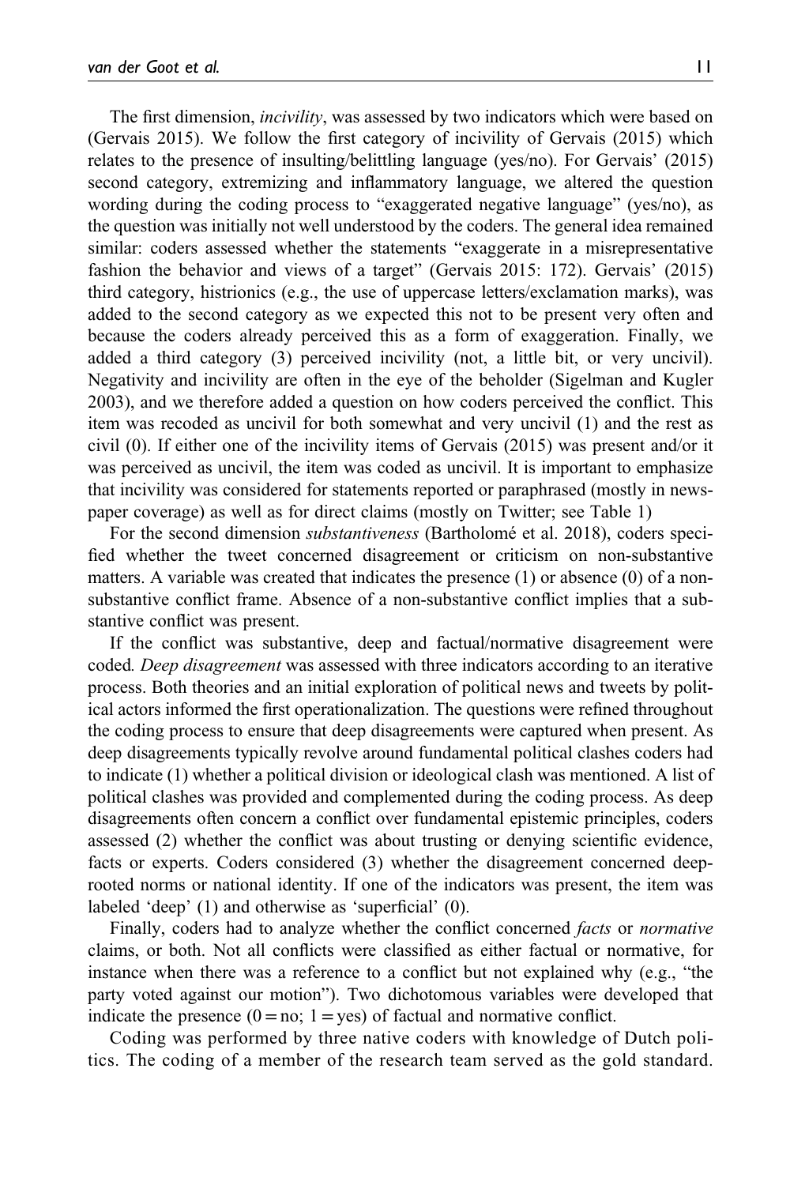The first dimension, *incivility*, was assessed by two indicators which were based on (Gervais 2015). We follow the first category of incivility of Gervais (2015) which relates to the presence of insulting/belittling language (yes/no). For Gervais' (2015) second category, extremizing and inflammatory language, we altered the question wording during the coding process to "exaggerated negative language" (yes/no), as the question was initially not well understood by the coders. The general idea remained similar: coders assessed whether the statements "exaggerate in a misrepresentative fashion the behavior and views of a target" (Gervais 2015: 172). Gervais' (2015) third category, histrionics (e.g., the use of uppercase letters/exclamation marks), was added to the second category as we expected this not to be present very often and because the coders already perceived this as a form of exaggeration. Finally, we added a third category (3) perceived incivility (not, a little bit, or very uncivil). Negativity and incivility are often in the eye of the beholder (Sigelman and Kugler 2003), and we therefore added a question on how coders perceived the conflict. This item was recoded as uncivil for both somewhat and very uncivil (1) and the rest as civil (0). If either one of the incivility items of Gervais (2015) was present and/or it was perceived as uncivil, the item was coded as uncivil. It is important to emphasize that incivility was considered for statements reported or paraphrased (mostly in newspaper coverage) as well as for direct claims (mostly on Twitter; see Table 1)

For the second dimension *substantiveness* (Bartholomé et al. 2018), coders specified whether the tweet concerned disagreement or criticism on non-substantive matters. A variable was created that indicates the presence (1) or absence (0) of a non-substantive conflict frame. Absence of a non-substantive conflict implies that a substantive conflict was present.

If the conflict was substantive, deep and factual/normative disagreement were coded. *Deep disagreement* was assessed with three indicators according to an iterative process. Both theories and an initial exploration of political news and tweets by political actors informed the first operationalization. The questions were refined throughout the coding process to ensure that deep disagreements were captured when present. As deep disagreements typically revolve around fundamental political clashes coders had to indicate (1) whether a political division or ideological clash was mentioned. A list of political clashes was provided and complemented during the coding process. As deep disagreements often concern a conflict over fundamental epistemic principles, coders assessed (2) whether the conflict was about trusting or denying scientific evidence, facts or experts. Coders considered (3) whether the disagreement concerned deep-rooted norms or national identity. If one of the indicators was present, the item was labeled 'deep' (1) and otherwise as 'superficial' (0).

Finally, coders had to analyze whether the conflict concerned *facts* or *normative* claims, or both. Not all conflicts were classified as either factual or normative, for instance when there was a reference to a conflict but not explained why (e.g., "the party voted against our motion"). Two dichotomous variables were developed that indicate the presence (0 = no; 1 = yes) of factual and normative conflict.

Coding was performed by three native coders with knowledge of Dutch politics. The coding of a member of the research team served as the gold standard.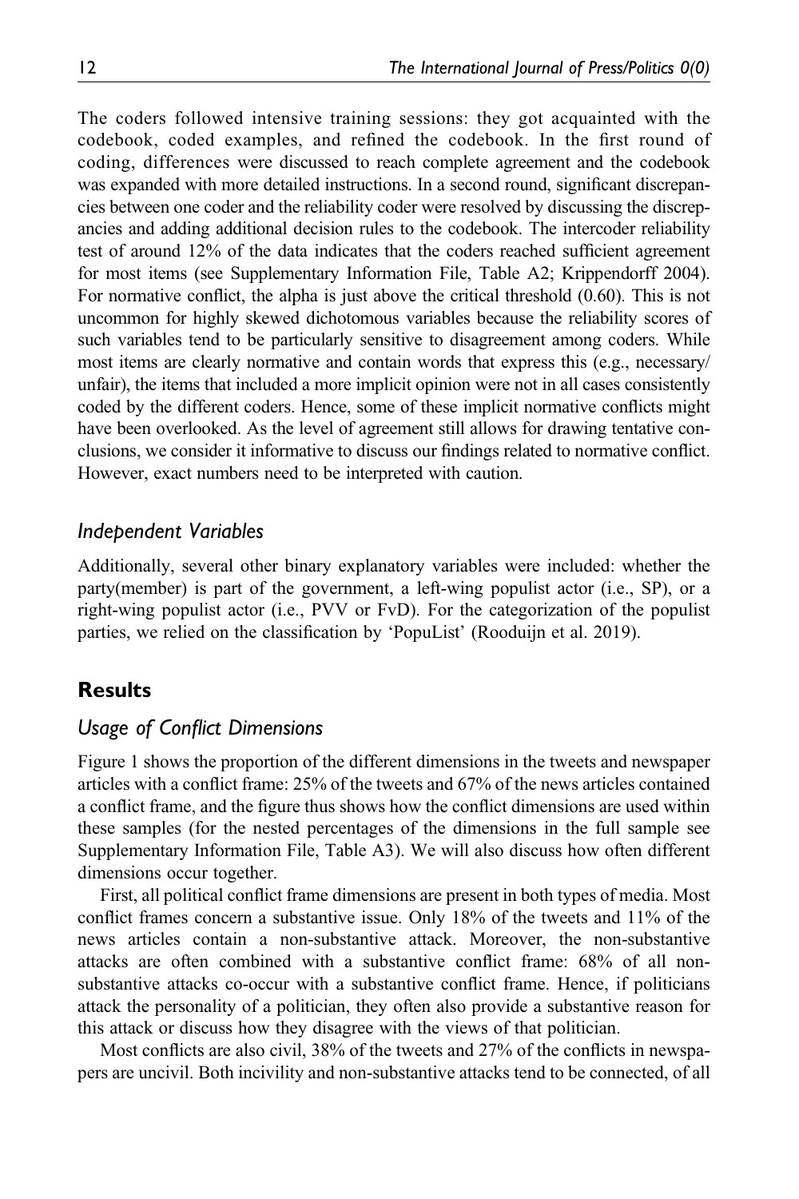The coders followed intensive training sessions: they got acquainted with the codebook, coded examples, and refined the codebook. In the first round of coding, differences were discussed to reach complete agreement and the codebook was expanded with more detailed instructions. In a second round, significant discrepancies between one coder and the reliability coder were resolved by discussing the discrepancies and adding additional decision rules to the codebook. The intercoder reliability test of around 12% of the data indicates that the coders reached sufficient agreement for most items (see Supplementary Information File, Table A2; Krippendorff 2004). For normative conflict, the alpha is just above the critical threshold (0.60). This is not uncommon for highly skewed dichotomous variables because the reliability scores of such variables tend to be particularly sensitive to disagreement among coders. While most items are clearly normative and contain words that express this (e.g., necessary/unfair), the items that included a more implicit opinion were not in all cases consistently coded by the different coders. Hence, some of these implicit normative conflicts might have been overlooked. As the level of agreement still allows for drawing tentative conclusions, we consider it informative to discuss our findings related to normative conflict. However, exact numbers need to be interpreted with caution.

### *Independent Variables*

Additionally, several other binary explanatory variables were included: whether the party(member) is part of the government, a left-wing populist actor (i.e., SP), or a right-wing populist actor (i.e., PVV or FvD). For the categorization of the populist parties, we relied on the classification by 'PopuList' (Rooduijn et al. 2019).

## Results

### *Usage of Conflict Dimensions*

Figure 1 shows the proportion of the different dimensions in the tweets and newspaper articles with a conflict frame: 25% of the tweets and 67% of the news articles contained a conflict frame, and the figure thus shows how the conflict dimensions are used within these samples (for the nested percentages of the dimensions in the full sample see Supplementary Information File, Table A3). We will also discuss how often different dimensions occur together.

First, all political conflict frame dimensions are present in both types of media. Most conflict frames concern a substantive issue. Only 18% of the tweets and 11% of the news articles contain a non-substantive attack. Moreover, the non-substantive attacks are often combined with a substantive conflict frame: 68% of all non-substantive attacks co-occur with a substantive conflict frame. Hence, if politicians attack the personality of a politician, they often also provide a substantive reason for this attack or discuss how they disagree with the views of that politician.

Most conflicts are also civil, 38% of the tweets and 27% of the conflicts in newspapers are uncivil. Both incivility and non-substantive attacks tend to be connected, of all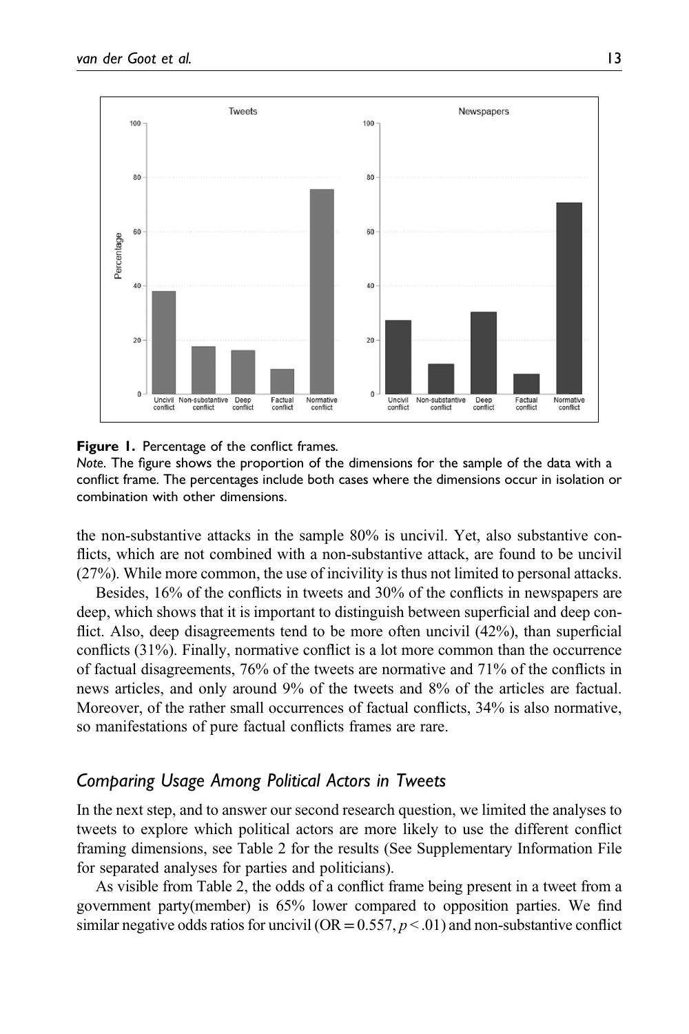**Figure 1.** Percentage of the conflict frames.

*Note.* The figure shows the proportion of the dimensions for the sample of the data with a conflict frame. The percentages include both cases where the dimensions occur in isolation or combination with other dimensions.

the non-substantive attacks in the sample 80% is uncivil. Yet, also substantive conflicts, which are not combined with a non-substantive attack, are found to be uncivil (27%). While more common, the use of incivility is thus not limited to personal attacks.

Besides, 16% of the conflicts in tweets and 30% of the conflicts in newspapers are deep, which shows that it is important to distinguish between superficial and deep conflict. Also, deep disagreements tend to be more often uncivil (42%), than superficial conflicts (31%). Finally, normative conflict is a lot more common than the occurrence of factual disagreements, 76% of the tweets are normative and 71% of the conflicts in news articles, and only around 9% of the tweets and 8% of the articles are factual. Moreover, of the rather small occurrences of factual conflicts, 34% is also normative, so manifestations of pure factual conflicts frames are rare.

## *Comparing Usage Among Political Actors in Tweets*

In the next step, and to answer our second research question, we limited the analyses to tweets to explore which political actors are more likely to use the different conflict framing dimensions, see Table 2 for the results (See Supplementary Information File for separated analyses for parties and politicians).

As visible from Table 2, the odds of a conflict frame being present in a tweet from a government party(member) is 65% lower compared to opposition parties. We find similar negative odds ratios for uncivil ($OR = 0.557$, $p < .01$) and non-substantive conflict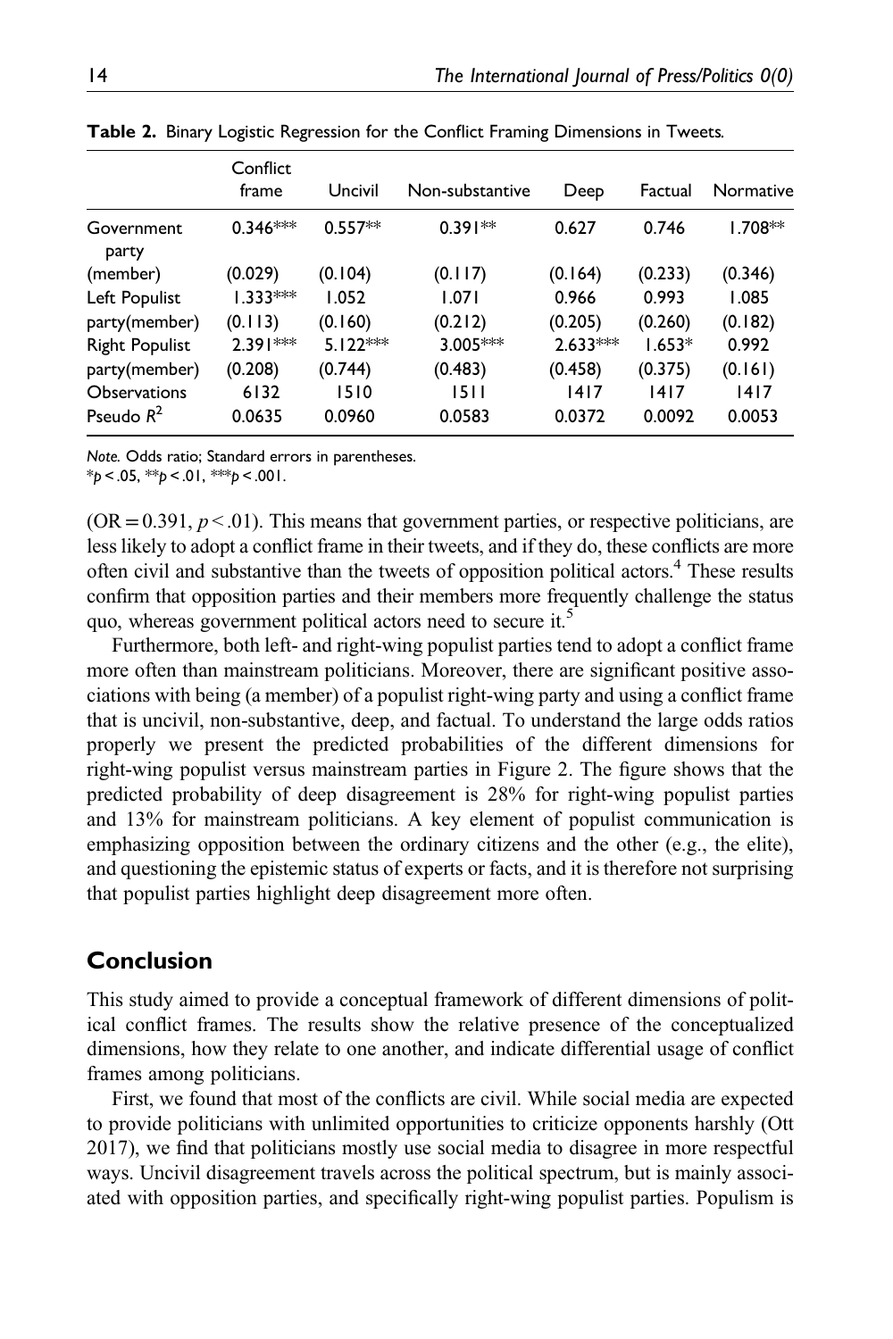**Table 2.** Binary Logistic Regression for the Conflict Framing Dimensions in Tweets.

| | Conflict frame | Uncivil | Non-substantive | Deep | Factual | Normative |
|---|---|---|---|---|---|---|
| Government party | 0.346*** | 0.557** | 0.391** | 0.627 | 0.746 | 1.708** |
| (member) | (0.029) | (0.104) | (0.117) | (0.164) | (0.233) | (0.346) |
| Left Populist | 1.333*** | 1.052 | 1.071 | 0.966 | 0.993 | 1.085 |
| party(member) | (0.113) | (0.160) | (0.212) | (0.205) | (0.260) | (0.182) |
| Right Populist | 2.391*** | 5.122*** | 3.005*** | 2.633*** | 1.653* | 0.992 |
| party(member) | (0.208) | (0.744) | (0.483) | (0.458) | (0.375) | (0.161) |
| Observations | 6132 | 1510 | 1511 | 1417 | 1417 | 1417 |
| Pseudo $R^2$ | 0.0635 | 0.0960 | 0.0583 | 0.0372 | 0.0092 | 0.0053 |

*Note.* Odds ratio; Standard errors in parentheses.
*$p < .05$, **$p < .01$, ***$p < .001$.

(OR = 0.391, $p < .01$). This means that government parties, or respective politicians, are less likely to adopt a conflict frame in their tweets, and if they do, these conflicts are more often civil and substantive than the tweets of opposition political actors.[4] These results confirm that opposition parties and their members more frequently challenge the status quo, whereas government political actors need to secure it.[5]

Furthermore, both left- and right-wing populist parties tend to adopt a conflict frame more often than mainstream politicians. Moreover, there are significant positive associations with being (a member) of a populist right-wing party and using a conflict frame that is uncivil, non-substantive, deep, and factual. To understand the large odds ratios properly we present the predicted probabilities of the different dimensions for right-wing populist versus mainstream parties in Figure 2. The figure shows that the predicted probability of deep disagreement is 28% for right-wing populist parties and 13% for mainstream politicians. A key element of populist communication is emphasizing opposition between the ordinary citizens and the other (e.g., the elite), and questioning the epistemic status of experts or facts, and it is therefore not surprising that populist parties highlight deep disagreement more often.

## Conclusion

This study aimed to provide a conceptual framework of different dimensions of political conflict frames. The results show the relative presence of the conceptualized dimensions, how they relate to one another, and indicate differential usage of conflict frames among politicians.

First, we found that most of the conflicts are civil. While social media are expected to provide politicians with unlimited opportunities to criticize opponents harshly (Ott 2017), we find that politicians mostly use social media to disagree in more respectful ways. Uncivil disagreement travels across the political spectrum, but is mainly associated with opposition parties, and specifically right-wing populist parties. Populism is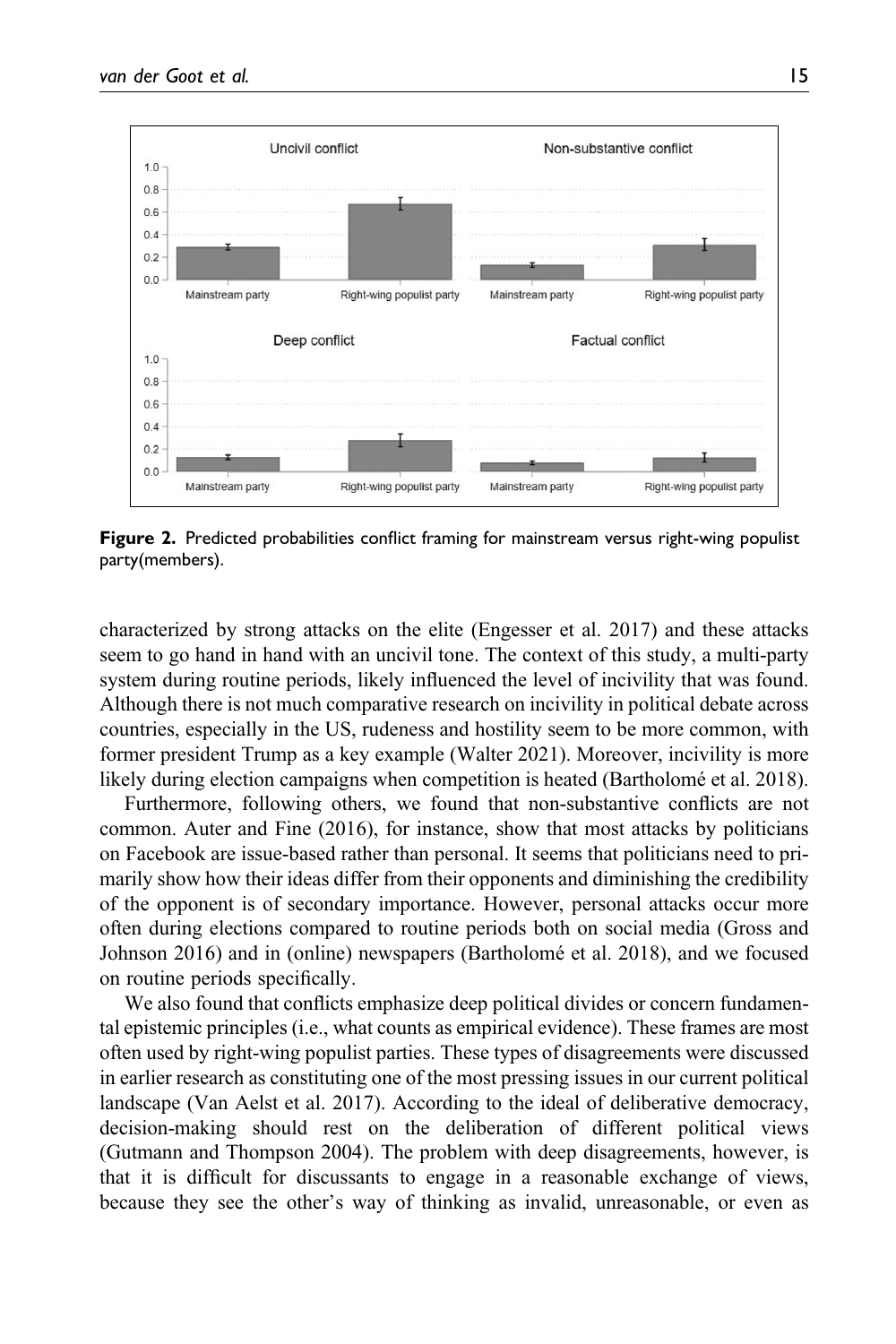**Figure 2.** Predicted probabilities conflict framing for mainstream versus right-wing populist party(members).

characterized by strong attacks on the elite (Engesser et al. 2017) and these attacks seem to go hand in hand with an uncivil tone. The context of this study, a multi-party system during routine periods, likely influenced the level of incivility that was found. Although there is not much comparative research on incivility in political debate across countries, especially in the US, rudeness and hostility seem to be more common, with former president Trump as a key example (Walter 2021). Moreover, incivility is more likely during election campaigns when competition is heated (Bartholomé et al. 2018).

Furthermore, following others, we found that non-substantive conflicts are not common. Auter and Fine (2016), for instance, show that most attacks by politicians on Facebook are issue-based rather than personal. It seems that politicians need to primarily show how their ideas differ from their opponents and diminishing the credibility of the opponent is of secondary importance. However, personal attacks occur more often during elections compared to routine periods both on social media (Gross and Johnson 2016) and in (online) newspapers (Bartholomé et al. 2018), and we focused on routine periods specifically.

We also found that conflicts emphasize deep political divides or concern fundamental epistemic principles (i.e., what counts as empirical evidence). These frames are most often used by right-wing populist parties. These types of disagreements were discussed in earlier research as constituting one of the most pressing issues in our current political landscape (Van Aelst et al. 2017). According to the ideal of deliberative democracy, decision-making should rest on the deliberation of different political views (Gutmann and Thompson 2004). The problem with deep disagreements, however, is that it is difficult for discussants to engage in a reasonable exchange of views, because they see the other's way of thinking as invalid, unreasonable, or even as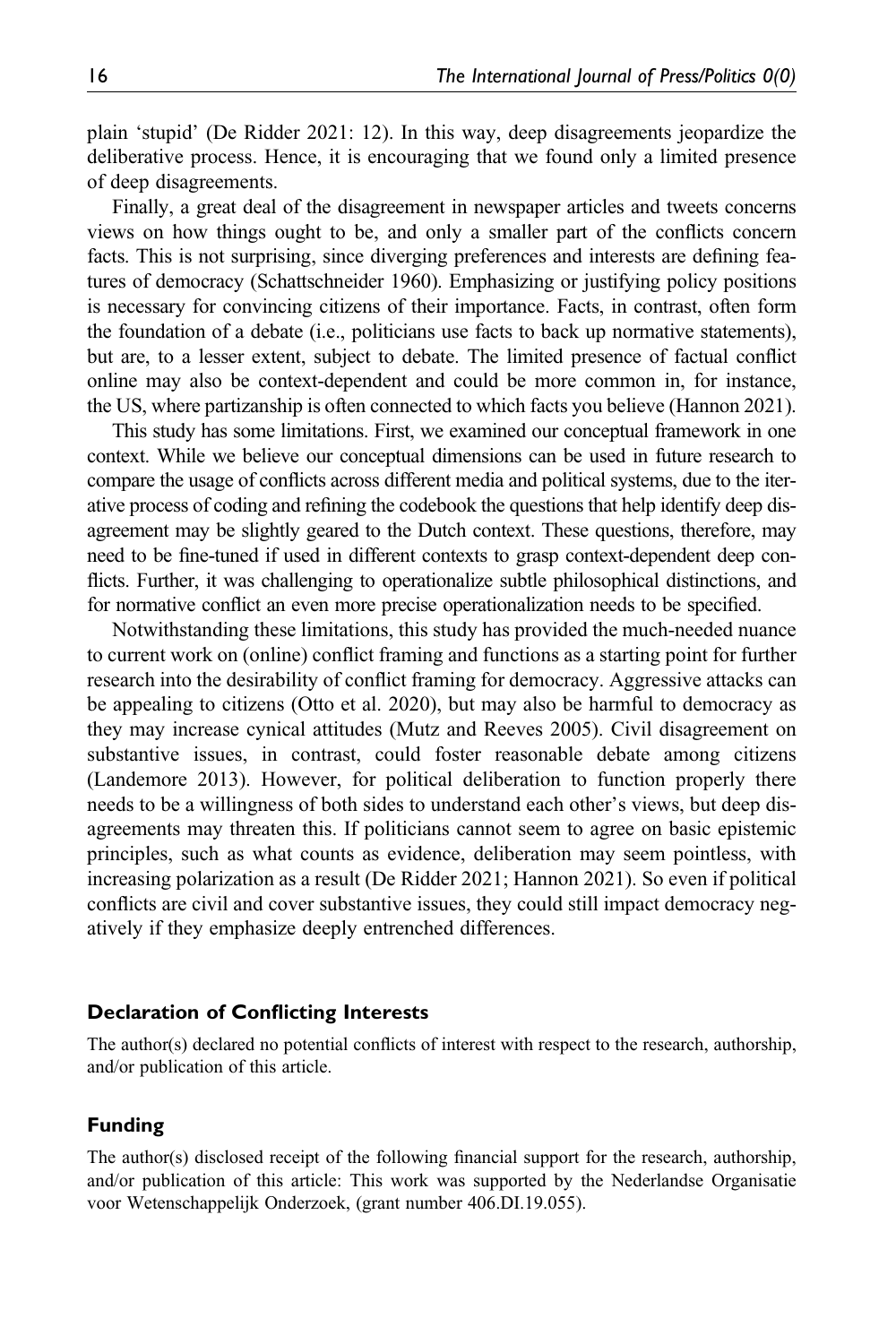plain 'stupid' (De Ridder 2021: 12). In this way, deep disagreements jeopardize the deliberative process. Hence, it is encouraging that we found only a limited presence of deep disagreements.

Finally, a great deal of the disagreement in newspaper articles and tweets concerns views on how things ought to be, and only a smaller part of the conflicts concern facts. This is not surprising, since diverging preferences and interests are defining features of democracy (Schattschneider 1960). Emphasizing or justifying policy positions is necessary for convincing citizens of their importance. Facts, in contrast, often form the foundation of a debate (i.e., politicians use facts to back up normative statements), but are, to a lesser extent, subject to debate. The limited presence of factual conflict online may also be context-dependent and could be more common in, for instance, the US, where partizanship is often connected to which facts you believe (Hannon 2021).

This study has some limitations. First, we examined our conceptual framework in one context. While we believe our conceptual dimensions can be used in future research to compare the usage of conflicts across different media and political systems, due to the iterative process of coding and refining the codebook the questions that help identify deep disagreement may be slightly geared to the Dutch context. These questions, therefore, may need to be fine-tuned if used in different contexts to grasp context-dependent deep conflicts. Further, it was challenging to operationalize subtle philosophical distinctions, and for normative conflict an even more precise operationalization needs to be specified.

Notwithstanding these limitations, this study has provided the much-needed nuance to current work on (online) conflict framing and functions as a starting point for further research into the desirability of conflict framing for democracy. Aggressive attacks can be appealing to citizens (Otto et al. 2020), but may also be harmful to democracy as they may increase cynical attitudes (Mutz and Reeves 2005). Civil disagreement on substantive issues, in contrast, could foster reasonable debate among citizens (Landemore 2013). However, for political deliberation to function properly there needs to be a willingness of both sides to understand each other's views, but deep disagreements may threaten this. If politicians cannot seem to agree on basic epistemic principles, such as what counts as evidence, deliberation may seem pointless, with increasing polarization as a result (De Ridder 2021; Hannon 2021). So even if political conflicts are civil and cover substantive issues, they could still impact democracy negatively if they emphasize deeply entrenched differences.

### Declaration of Conflicting Interests

The author(s) declared no potential conflicts of interest with respect to the research, authorship, and/or publication of this article.

### Funding

The author(s) disclosed receipt of the following financial support for the research, authorship, and/or publication of this article: This work was supported by the Nederlandse Organisatie voor Wetenschappelijk Onderzoek, (grant number 406.DI.19.055).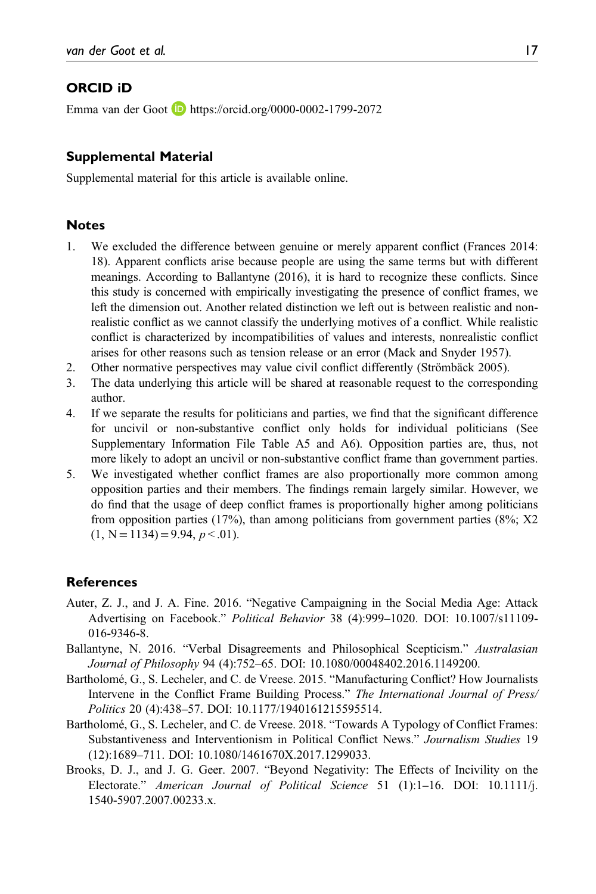## ORCID iD

Emma van der Goot https://orcid.org/0000-0002-1799-2072

## Supplemental Material

Supplemental material for this article is available online.

## Notes

1. We excluded the difference between genuine or merely apparent conflict (Frances 2014: 18). Apparent conflicts arise because people are using the same terms but with different meanings. According to Ballantyne (2016), it is hard to recognize these conflicts. Since this study is concerned with empirically investigating the presence of conflict frames, we left the dimension out. Another related distinction we left out is between realistic and non-realistic conflict as we cannot classify the underlying motives of a conflict. While realistic conflict is characterized by incompatibilities of values and interests, nonrealistic conflict arises for other reasons such as tension release or an error (Mack and Snyder 1957).
2. Other normative perspectives may value civil conflict differently (Strömbäck 2005).
3. The data underlying this article will be shared at reasonable request to the corresponding author.
4. If we separate the results for politicians and parties, we find that the significant difference for uncivil or non-substantive conflict only holds for individual politicians (See Supplementary Information File Table A5 and A6). Opposition parties are, thus, not more likely to adopt an uncivil or non-substantive conflict frame than government parties.
5. We investigated whether conflict frames are also proportionally more common among opposition parties and their members. The findings remain largely similar. However, we do find that the usage of deep conflict frames is proportionally higher among politicians from opposition parties (17%), than among politicians from government parties (8%; X2 (1, N = 1134) = 9.94, $p < .01$).

## References

Auter, Z. J., and J. A. Fine. 2016. "Negative Campaigning in the Social Media Age: Attack Advertising on Facebook." *Political Behavior* 38 (4):999–1020. DOI: 10.1007/s11109-016-9346-8.

Ballantyne, N. 2016. "Verbal Disagreements and Philosophical Scepticism." *Australasian Journal of Philosophy* 94 (4):752–65. DOI: 10.1080/00048402.2016.1149200.

Bartholomé, G., S. Lecheler, and C. de Vreese. 2015. "Manufacturing Conflict? How Journalists Intervene in the Conflict Frame Building Process." *The International Journal of Press/Politics* 20 (4):438–57. DOI: 10.1177/1940161215595514.

Bartholomé, G., S. Lecheler, and C. de Vreese. 2018. "Towards A Typology of Conflict Frames: Substantiveness and Interventionism in Political Conflict News." *Journalism Studies* 19 (12):1689–711. DOI: 10.1080/1461670X.2017.1299033.

Brooks, D. J., and J. G. Geer. 2007. "Beyond Negativity: The Effects of Incivility on the Electorate." *American Journal of Political Science* 51 (1):1–16. DOI: 10.1111/j.1540-5907.2007.00233.x.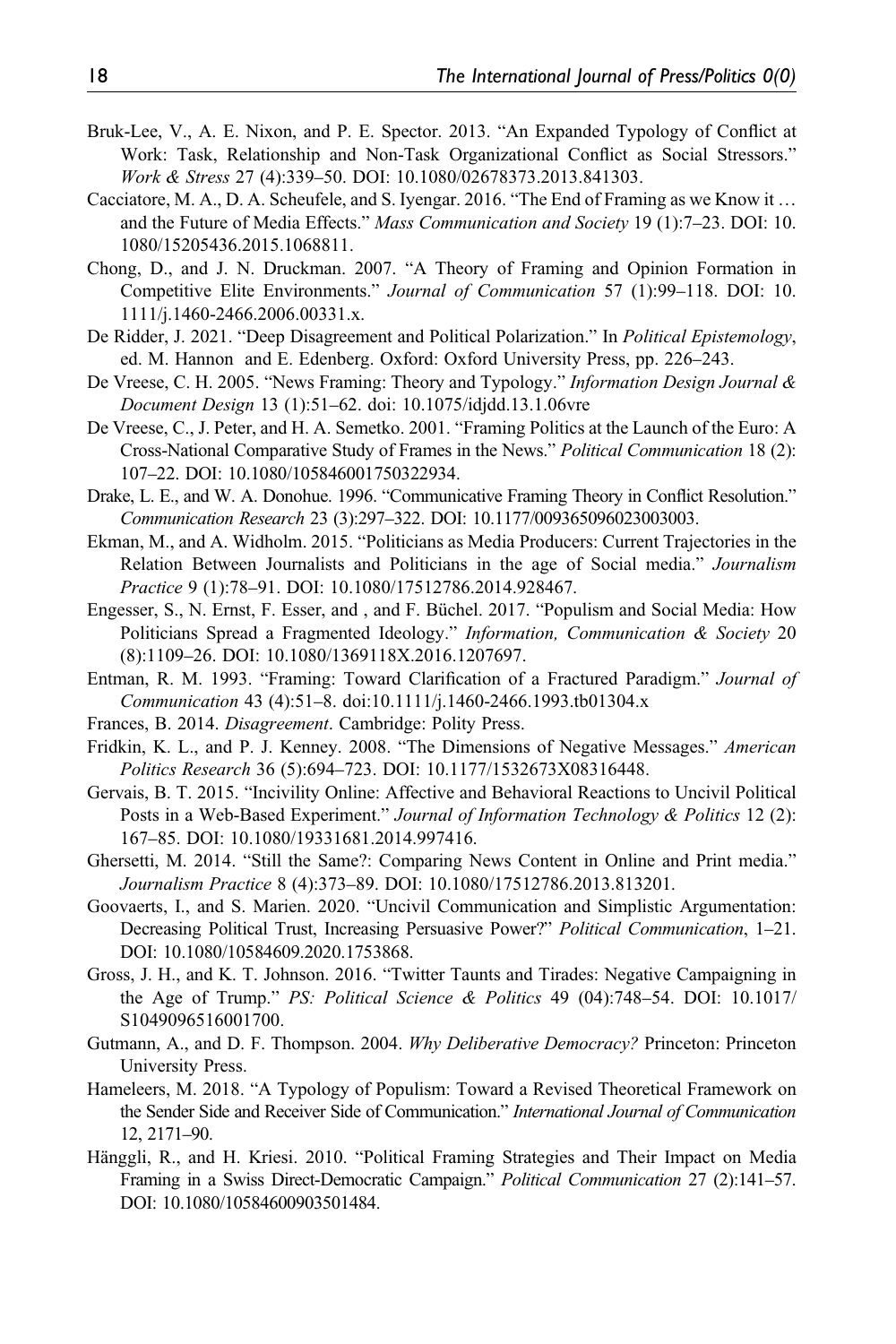Bruk-Lee, V., A. E. Nixon, and P. E. Spector. 2013. "An Expanded Typology of Conflict at Work: Task, Relationship and Non-Task Organizational Conflict as Social Stressors." *Work & Stress* 27 (4):339–50. DOI: 10.1080/02678373.2013.841303.

Cacciatore, M. A., D. A. Scheufele, and S. Iyengar. 2016. "The End of Framing as we Know it … and the Future of Media Effects." *Mass Communication and Society* 19 (1):7–23. DOI: 10.1080/15205436.2015.1068811.

Chong, D., and J. N. Druckman. 2007. "A Theory of Framing and Opinion Formation in Competitive Elite Environments." *Journal of Communication* 57 (1):99–118. DOI: 10.1111/j.1460-2466.2006.00331.x.

De Ridder, J. 2021. "Deep Disagreement and Political Polarization." In *Political Epistemology*, ed. M. Hannon and E. Edenberg. Oxford: Oxford University Press, pp. 226–243.

De Vreese, C. H. 2005. "News Framing: Theory and Typology." *Information Design Journal & Document Design* 13 (1):51–62. doi: 10.1075/idjdd.13.1.06vre

De Vreese, C., J. Peter, and H. A. Semetko. 2001. "Framing Politics at the Launch of the Euro: A Cross-National Comparative Study of Frames in the News." *Political Communication* 18 (2): 107–22. DOI: 10.1080/105846001750322934.

Drake, L. E., and W. A. Donohue. 1996. "Communicative Framing Theory in Conflict Resolution." *Communication Research* 23 (3):297–322. DOI: 10.1177/009365096023003003.

Ekman, M., and A. Widholm. 2015. "Politicians as Media Producers: Current Trajectories in the Relation Between Journalists and Politicians in the age of Social media." *Journalism Practice* 9 (1):78–91. DOI: 10.1080/17512786.2014.928467.

Engesser, S., N. Ernst, F. Esser, and , and F. Büchel. 2017. "Populism and Social Media: How Politicians Spread a Fragmented Ideology." *Information, Communication & Society* 20 (8):1109–26. DOI: 10.1080/1369118X.2016.1207697.

Entman, R. M. 1993. "Framing: Toward Clarification of a Fractured Paradigm." *Journal of Communication* 43 (4):51–8. doi:10.1111/j.1460-2466.1993.tb01304.x

Frances, B. 2014. *Disagreement*. Cambridge: Polity Press.

Fridkin, K. L., and P. J. Kenney. 2008. "The Dimensions of Negative Messages." *American Politics Research* 36 (5):694–723. DOI: 10.1177/1532673X08316448.

Gervais, B. T. 2015. "Incivility Online: Affective and Behavioral Reactions to Uncivil Political Posts in a Web-Based Experiment." *Journal of Information Technology & Politics* 12 (2): 167–85. DOI: 10.1080/19331681.2014.997416.

Ghersetti, M. 2014. "Still the Same?: Comparing News Content in Online and Print media." *Journalism Practice* 8 (4):373–89. DOI: 10.1080/17512786.2013.813201.

Goovaerts, I., and S. Marien. 2020. "Uncivil Communication and Simplistic Argumentation: Decreasing Political Trust, Increasing Persuasive Power?" *Political Communication*, 1–21. DOI: 10.1080/10584609.2020.1753868.

Gross, J. H., and K. T. Johnson. 2016. "Twitter Taunts and Tirades: Negative Campaigning in the Age of Trump." *PS: Political Science & Politics* 49 (04):748–54. DOI: 10.1017/S1049096516001700.

Gutmann, A., and D. F. Thompson. 2004. *Why Deliberative Democracy?* Princeton: Princeton University Press.

Hameleers, M. 2018. "A Typology of Populism: Toward a Revised Theoretical Framework on the Sender Side and Receiver Side of Communication." *International Journal of Communication* 12, 2171–90.

Hänggli, R., and H. Kriesi. 2010. "Political Framing Strategies and Their Impact on Media Framing in a Swiss Direct-Democratic Campaign." *Political Communication* 27 (2):141–57. DOI: 10.1080/10584600903501484.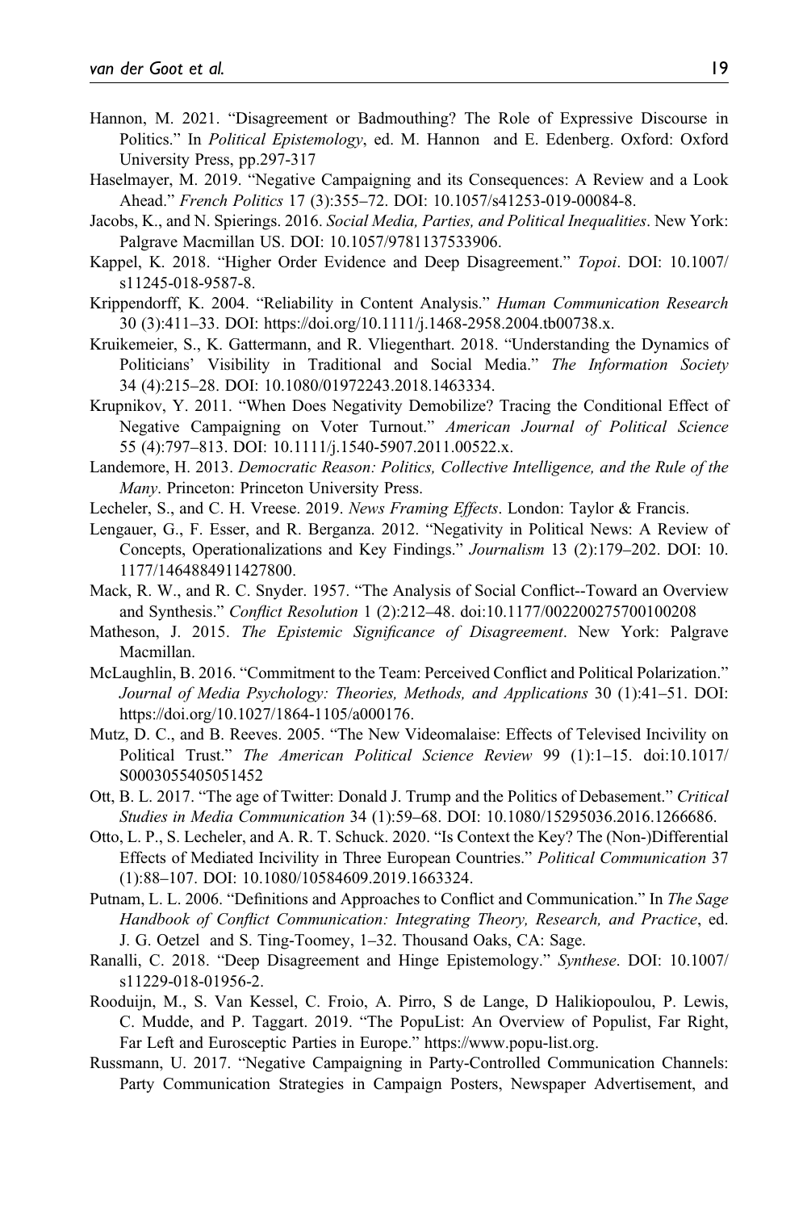Hannon, M. 2021. "Disagreement or Badmouthing? The Role of Expressive Discourse in Politics." In *Political Epistemology*, ed. M. Hannon and E. Edenberg. Oxford: Oxford University Press, pp.297-317

Haselmayer, M. 2019. "Negative Campaigning and its Consequences: A Review and a Look Ahead." *French Politics* 17 (3):355–72. DOI: 10.1057/s41253-019-00084-8.

Jacobs, K., and N. Spierings. 2016. *Social Media, Parties, and Political Inequalities*. New York: Palgrave Macmillan US. DOI: 10.1057/9781137533906.

Kappel, K. 2018. "Higher Order Evidence and Deep Disagreement." *Topoi*. DOI: 10.1007/s11245-018-9587-8.

Krippendorff, K. 2004. "Reliability in Content Analysis." *Human Communication Research* 30 (3):411–33. DOI: https://doi.org/10.1111/j.1468-2958.2004.tb00738.x.

Kruikemeier, S., K. Gattermann, and R. Vliegenthart. 2018. "Understanding the Dynamics of Politicians' Visibility in Traditional and Social Media." *The Information Society* 34 (4):215–28. DOI: 10.1080/01972243.2018.1463334.

Krupnikov, Y. 2011. "When Does Negativity Demobilize? Tracing the Conditional Effect of Negative Campaigning on Voter Turnout." *American Journal of Political Science* 55 (4):797–813. DOI: 10.1111/j.1540-5907.2011.00522.x.

Landemore, H. 2013. *Democratic Reason: Politics, Collective Intelligence, and the Rule of the Many*. Princeton: Princeton University Press.

Lecheler, S., and C. H. Vreese. 2019. *News Framing Effects*. London: Taylor & Francis.

Lengauer, G., F. Esser, and R. Berganza. 2012. "Negativity in Political News: A Review of Concepts, Operationalizations and Key Findings." *Journalism* 13 (2):179–202. DOI: 10.1177/1464884911427800.

Mack, R. W., and R. C. Snyder. 1957. "The Analysis of Social Conflict--Toward an Overview and Synthesis." *Conflict Resolution* 1 (2):212–48. doi:10.1177/002200275700100208

Matheson, J. 2015. *The Epistemic Significance of Disagreement*. New York: Palgrave Macmillan.

McLaughlin, B. 2016. "Commitment to the Team: Perceived Conflict and Political Polarization." *Journal of Media Psychology: Theories, Methods, and Applications* 30 (1):41–51. DOI: https://doi.org/10.1027/1864-1105/a000176.

Mutz, D. C., and B. Reeves. 2005. "The New Videomalaise: Effects of Televised Incivility on Political Trust." *The American Political Science Review* 99 (1):1–15. doi:10.1017/S0003055405051452

Ott, B. L. 2017. "The age of Twitter: Donald J. Trump and the Politics of Debasement." *Critical Studies in Media Communication* 34 (1):59–68. DOI: 10.1080/15295036.2016.1266686.

Otto, L. P., S. Lecheler, and A. R. T. Schuck. 2020. "Is Context the Key? The (Non-)Differential Effects of Mediated Incivility in Three European Countries." *Political Communication* 37 (1):88–107. DOI: 10.1080/10584609.2019.1663324.

Putnam, L. L. 2006. "Definitions and Approaches to Conflict and Communication." In *The Sage Handbook of Conflict Communication: Integrating Theory, Research, and Practice*, ed. J. G. Oetzel and S. Ting-Toomey, 1–32. Thousand Oaks, CA: Sage.

Ranalli, C. 2018. "Deep Disagreement and Hinge Epistemology." *Synthese*. DOI: 10.1007/s11229-018-01956-2.

Rooduijn, M., S. Van Kessel, C. Froio, A. Pirro, S de Lange, D Halikiopoulou, P. Lewis, C. Mudde, and P. Taggart. 2019. "The PopuList: An Overview of Populist, Far Right, Far Left and Eurosceptic Parties in Europe." https://www.popu-list.org.

Russmann, U. 2017. "Negative Campaigning in Party-Controlled Communication Channels: Party Communication Strategies in Campaign Posters, Newspaper Advertisement, and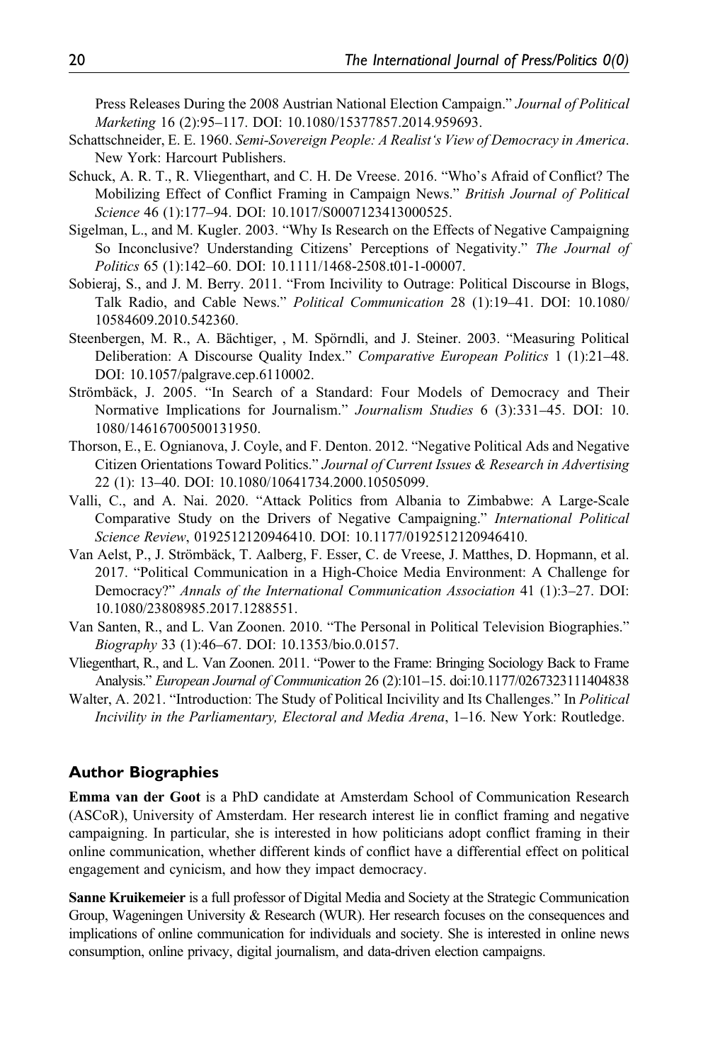Press Releases During the 2008 Austrian National Election Campaign." *Journal of Political Marketing* 16 (2):95–117. DOI: 10.1080/15377857.2014.959693.

Schattschneider, E. E. 1960. *Semi-Sovereign People: A Realist's View of Democracy in America*. New York: Harcourt Publishers.

Schuck, A. R. T., R. Vliegenthart, and C. H. De Vreese. 2016. "Who's Afraid of Conflict? The Mobilizing Effect of Conflict Framing in Campaign News." *British Journal of Political Science* 46 (1):177–94. DOI: 10.1017/S0007123413000525.

Sigelman, L., and M. Kugler. 2003. "Why Is Research on the Effects of Negative Campaigning So Inconclusive? Understanding Citizens' Perceptions of Negativity." *The Journal of Politics* 65 (1):142–60. DOI: 10.1111/1468-2508.t01-1-00007.

Sobieraj, S., and J. M. Berry. 2011. "From Incivility to Outrage: Political Discourse in Blogs, Talk Radio, and Cable News." *Political Communication* 28 (1):19–41. DOI: 10.1080/10584609.2010.542360.

Steenbergen, M. R., A. Bächtiger, , M. Spörndli, and J. Steiner. 2003. "Measuring Political Deliberation: A Discourse Quality Index." *Comparative European Politics* 1 (1):21–48. DOI: 10.1057/palgrave.cep.6110002.

Strömbäck, J. 2005. "In Search of a Standard: Four Models of Democracy and Their Normative Implications for Journalism." *Journalism Studies* 6 (3):331–45. DOI: 10.1080/14616700500131950.

Thorson, E., E. Ognianova, J. Coyle, and F. Denton. 2012. "Negative Political Ads and Negative Citizen Orientations Toward Politics." *Journal of Current Issues & Research in Advertising* 22 (1): 13–40. DOI: 10.1080/10641734.2000.10505099.

Valli, C., and A. Nai. 2020. "Attack Politics from Albania to Zimbabwe: A Large-Scale Comparative Study on the Drivers of Negative Campaigning." *International Political Science Review*, 0192512120946410. DOI: 10.1177/0192512120946410.

Van Aelst, P., J. Strömbäck, T. Aalberg, F. Esser, C. de Vreese, J. Matthes, D. Hopmann, et al. 2017. "Political Communication in a High-Choice Media Environment: A Challenge for Democracy?" *Annals of the International Communication Association* 41 (1):3–27. DOI: 10.1080/23808985.2017.1288551.

Van Santen, R., and L. Van Zoonen. 2010. "The Personal in Political Television Biographies." *Biography* 33 (1):46–67. DOI: 10.1353/bio.0.0157.

Vliegenthart, R., and L. Van Zoonen. 2011. "Power to the Frame: Bringing Sociology Back to Frame Analysis." *European Journal of Communication* 26 (2):101–15. doi:10.1177/0267323111404838

Walter, A. 2021. "Introduction: The Study of Political Incivility and Its Challenges." In *Political Incivility in the Parliamentary, Electoral and Media Arena*, 1–16. New York: Routledge.

## Author Biographies

**Emma van der Goot** is a PhD candidate at Amsterdam School of Communication Research (ASCoR), University of Amsterdam. Her research interest lie in conflict framing and negative campaigning. In particular, she is interested in how politicians adopt conflict framing in their online communication, whether different kinds of conflict have a differential effect on political engagement and cynicism, and how they impact democracy.

**Sanne Kruikemeier** is a full professor of Digital Media and Society at the Strategic Communication Group, Wageningen University & Research (WUR). Her research focuses on the consequences and implications of online communication for individuals and society. She is interested in online news consumption, online privacy, digital journalism, and data-driven election campaigns.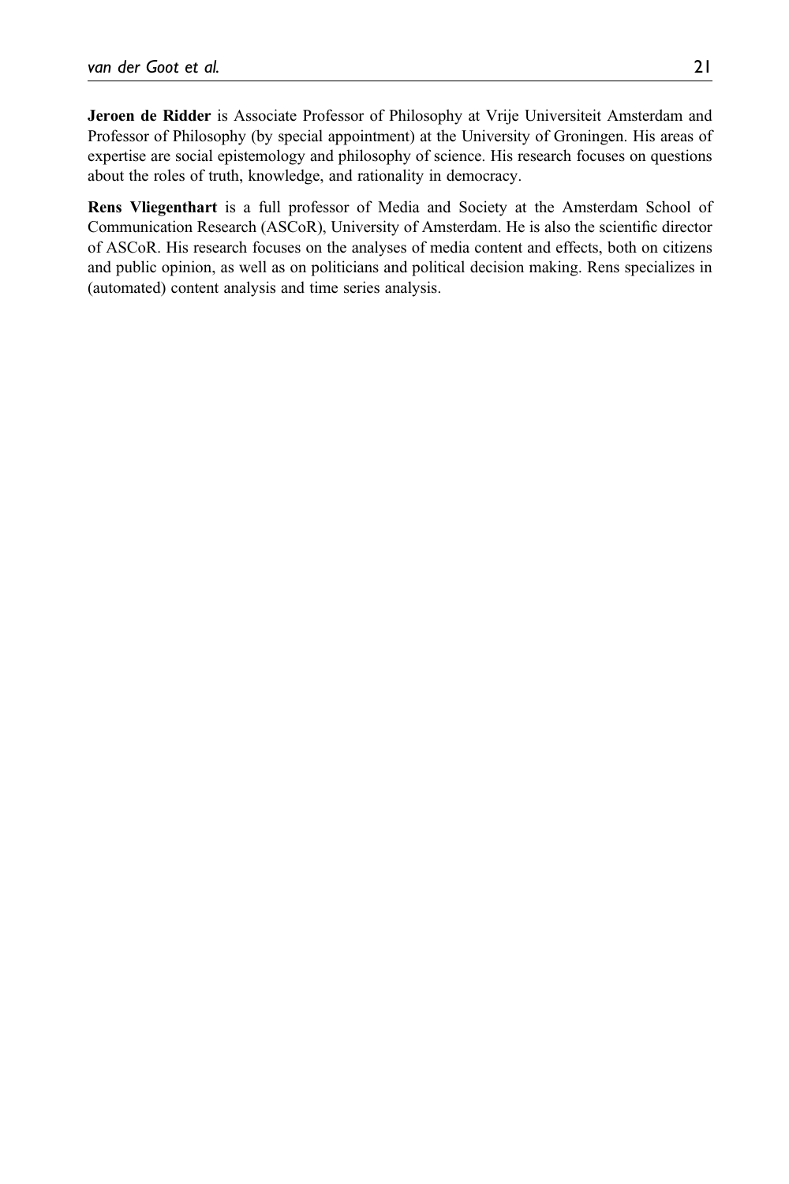**Jeroen de Ridder** is Associate Professor of Philosophy at Vrije Universiteit Amsterdam and Professor of Philosophy (by special appointment) at the University of Groningen. His areas of expertise are social epistemology and philosophy of science. His research focuses on questions about the roles of truth, knowledge, and rationality in democracy.

**Rens Vliegenthart** is a full professor of Media and Society at the Amsterdam School of Communication Research (ASCoR), University of Amsterdam. He is also the scientific director of ASCoR. His research focuses on the analyses of media content and effects, both on citizens and public opinion, as well as on politicians and political decision making. Rens specializes in (automated) content analysis and time series analysis.